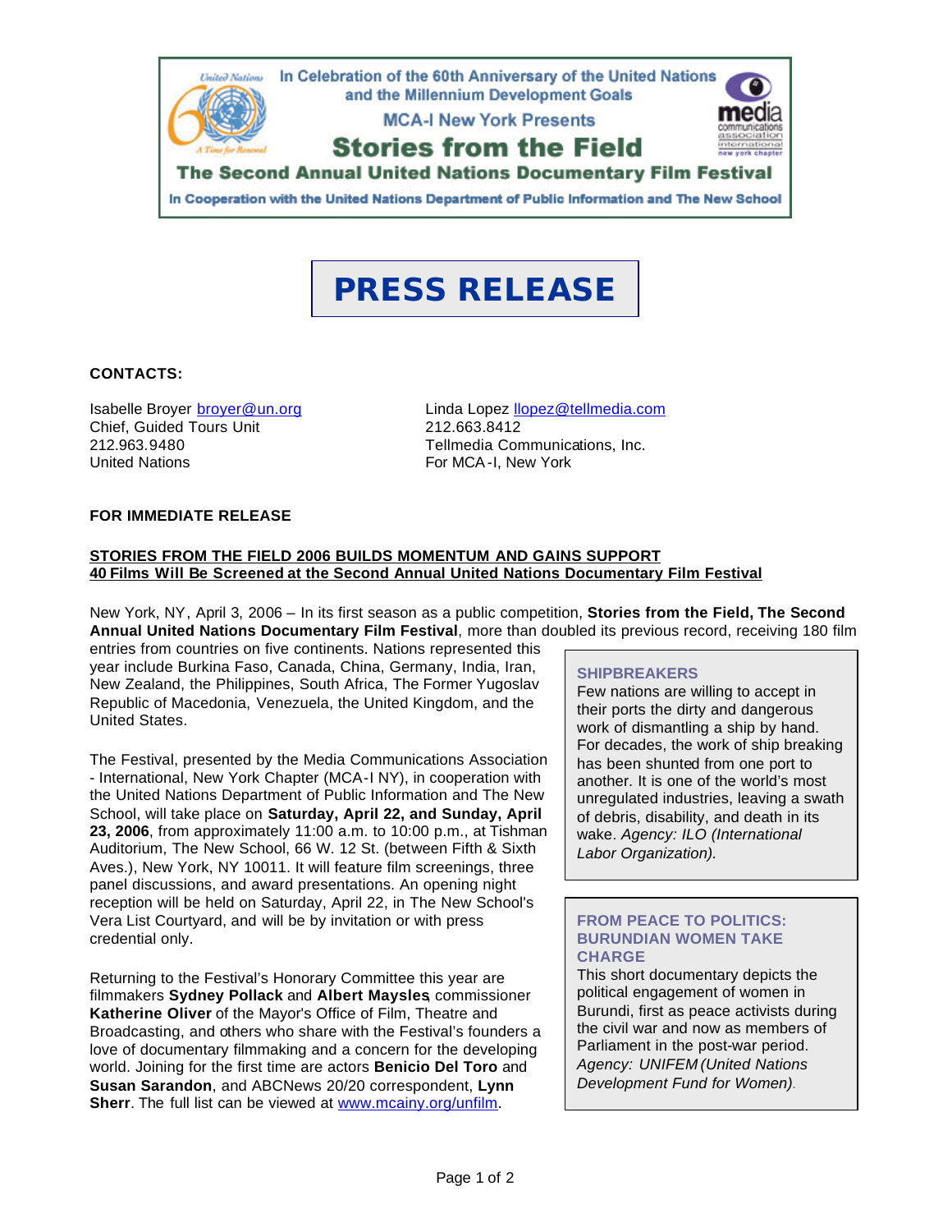In Celebration of the 60th Anniversary of the United Nations and the Millennium Development Goals

MCA-I New York Presents

# Stories from the Field

## The Second Annual United Nations Documentary Film Festival

In Cooperation with the United Nations Department of Public Information and The New School

# PRESS RELEASE

**CONTACTS:**

Isabelle Broyer broyer@un.org
Chief, Guided Tours Unit
212.963.9480
United Nations

Linda Lopez llopez@tellmedia.com
212.663.8412
Tellmedia Communications, Inc.
For MCA-I, New York

**FOR IMMEDIATE RELEASE**

**STORIES FROM THE FIELD 2006 BUILDS MOMENTUM AND GAINS SUPPORT**
**40 Films Will Be Screened at the Second Annual United Nations Documentary Film Festival**

New York, NY, April 3, 2006 – In its first season as a public competition, **Stories from the Field, The Second Annual United Nations Documentary Film Festival**, more than doubled its previous record, receiving 180 film entries from countries on five continents. Nations represented this year include Burkina Faso, Canada, China, Germany, India, Iran, New Zealand, the Philippines, South Africa, The Former Yugoslav Republic of Macedonia, Venezuela, the United Kingdom, and the United States.

The Festival, presented by the Media Communications Association - International, New York Chapter (MCA-I NY), in cooperation with the United Nations Department of Public Information and The New School, will take place on **Saturday, April 22, and Sunday, April 23, 2006**, from approximately 11:00 a.m. to 10:00 p.m., at Tishman Auditorium, The New School, 66 W. 12 St. (between Fifth & Sixth Aves.), New York, NY 10011. It will feature film screenings, three panel discussions, and award presentations. An opening night reception will be held on Saturday, April 22, in The New School's Vera List Courtyard, and will be by invitation or with press credential only.

Returning to the Festival's Honorary Committee this year are filmmakers **Sydney Pollack** and **Albert Maysles**, commissioner **Katherine Oliver** of the Mayor's Office of Film, Theatre and Broadcasting, and others who share with the Festival's founders a love of documentary filmmaking and a concern for the developing world. Joining for the first time are actors **Benicio Del Toro** and **Susan Sarandon**, and ABCNews 20/20 correspondent, **Lynn Sherr**. The full list can be viewed at www.mcainy.org/unfilm.

**SHIPBREAKERS**
Few nations are willing to accept in their ports the dirty and dangerous work of dismantling a ship by hand. For decades, the work of ship breaking has been shunted from one port to another. It is one of the world's most unregulated industries, leaving a swath of debris, disability, and death in its wake. *Agency: ILO (International Labor Organization).*

**FROM PEACE TO POLITICS: BURUNDIAN WOMEN TAKE CHARGE**
This short documentary depicts the political engagement of women in Burundi, first as peace activists during the civil war and now as members of Parliament in the post-war period. *Agency: UNIFEM (United Nations Development Fund for Women).*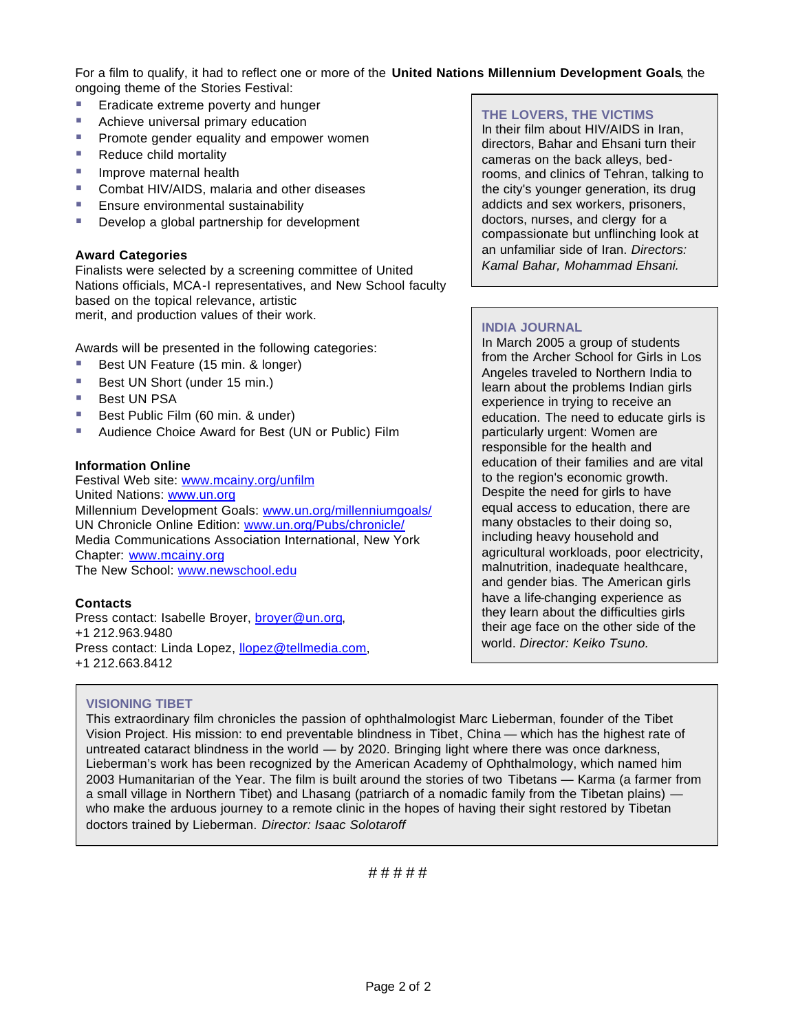For a film to qualify, it had to reflect one or more of the **United Nations Millennium Development Goals**, the ongoing theme of the Stories Festival:

- Eradicate extreme poverty and hunger
- Achieve universal primary education
- Promote gender equality and empower women
- Reduce child mortality
- Improve maternal health
- Combat HIV/AIDS, malaria and other diseases
- Ensure environmental sustainability
- Develop a global partnership for development

**Award Categories**

Finalists were selected by a screening committee of United Nations officials, MCA-I representatives, and New School faculty based on the topical relevance, artistic merit, and production values of their work.

Awards will be presented in the following categories:

- Best UN Feature (15 min. & longer)
- Best UN Short (under 15 min.)
- Best UN PSA
- Best Public Film (60 min. & under)
- Audience Choice Award for Best (UN or Public) Film

**Information Online**

Festival Web site: [www.mcainy.org/unfilm](www.mcainy.org/unfilm)
United Nations: [www.un.org](www.un.org)
Millennium Development Goals: [www.un.org/millenniumgoals/](www.un.org/millenniumgoals/)
UN Chronicle Online Edition: [www.un.org/Pubs/chronicle/](www.un.org/Pubs/chronicle/)
Media Communications Association International, New York Chapter: [www.mcainy.org](www.mcainy.org)
The New School: [www.newschool.edu](www.newschool.edu)

**Contacts**

Press contact: Isabelle Broyer, [broyer@un.org](mailto:broyer@un.org), +1 212.963.9480
Press contact: Linda Lopez, [llopez@tellmedia.com](mailto:llopez@tellmedia.com), +1 212.663.8412

### THE LOVERS, THE VICTIMS

In their film about HIV/AIDS in Iran, directors, Bahar and Ehsani turn their cameras on the back alleys, bed-rooms, and clinics of Tehran, talking to the city's younger generation, its drug addicts and sex workers, prisoners, doctors, nurses, and clergy for a compassionate but unflinching look at an unfamiliar side of Iran. *Directors: Kamal Bahar, Mohammad Ehsani.*

### INDIA JOURNAL

In March 2005 a group of students from the Archer School for Girls in Los Angeles traveled to Northern India to learn about the problems Indian girls experience in trying to receive an education. The need to educate girls is particularly urgent: Women are responsible for the health and education of their families and are vital to the region's economic growth. Despite the need for girls to have equal access to education, there are many obstacles to their doing so, including heavy household and agricultural workloads, poor electricity, malnutrition, inadequate healthcare, and gender bias. The American girls have a life-changing experience as they learn about the difficulties girls their age face on the other side of the world. *Director: Keiko Tsuno.*

### VISIONING TIBET

This extraordinary film chronicles the passion of ophthalmologist Marc Lieberman, founder of the Tibet Vision Project. His mission: to end preventable blindness in Tibet, China — which has the highest rate of untreated cataract blindness in the world — by 2020. Bringing light where there was once darkness, Lieberman's work has been recognized by the American Academy of Ophthalmology, which named him 2003 Humanitarian of the Year. The film is built around the stories of two Tibetans — Karma (a farmer from a small village in Northern Tibet) and Lhasang (patriarch of a nomadic family from the Tibetan plains) — who make the arduous journey to a remote clinic in the hopes of having their sight restored by Tibetan doctors trained by Lieberman. *Director: Isaac Solotaroff*

# # # # #